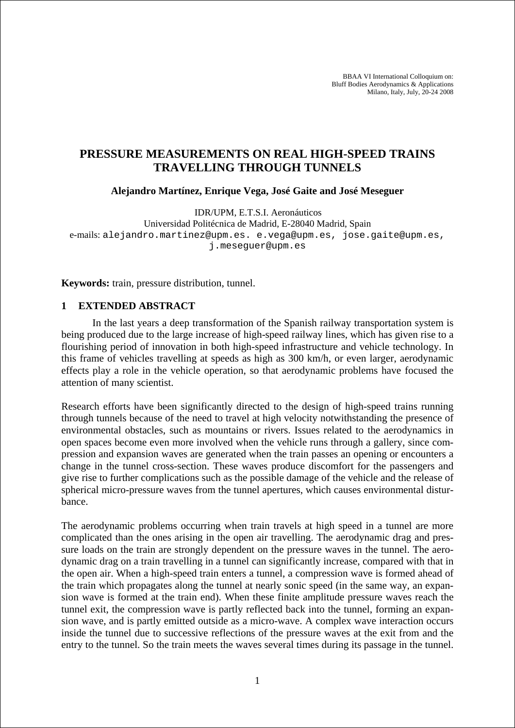BBAA VI International Colloquium on:
Bluff Bodies Aerodynamics & Applications
Milano, Italy, July, 20-24 2008

# PRESSURE MEASUREMENTS ON REAL HIGH-SPEED TRAINS TRAVELLING THROUGH TUNNELS

**Alejandro Martínez, Enrique Vega, José Gaite and José Meseguer**

IDR/UPM, E.T.S.I. Aeronáuticos
Universidad Politécnica de Madrid, E-28040 Madrid, Spain
e-mails: alejandro.martinez@upm.es. e.vega@upm.es, jose.gaite@upm.es, j.meseguer@upm.es

**Keywords:** train, pressure distribution, tunnel.

## 1 EXTENDED ABSTRACT

In the last years a deep transformation of the Spanish railway transportation system is being produced due to the large increase of high-speed railway lines, which has given rise to a flourishing period of innovation in both high-speed infrastructure and vehicle technology. In this frame of vehicles travelling at speeds as high as 300 km/h, or even larger, aerodynamic effects play a role in the vehicle operation, so that aerodynamic problems have focused the attention of many scientist.

Research efforts have been significantly directed to the design of high-speed trains running through tunnels because of the need to travel at high velocity notwithstanding the presence of environmental obstacles, such as mountains or rivers. Issues related to the aerodynamics in open spaces become even more involved when the vehicle runs through a gallery, since compression and expansion waves are generated when the train passes an opening or encounters a change in the tunnel cross-section. These waves produce discomfort for the passengers and give rise to further complications such as the possible damage of the vehicle and the release of spherical micro-pressure waves from the tunnel apertures, which causes environmental disturbance.

The aerodynamic problems occurring when train travels at high speed in a tunnel are more complicated than the ones arising in the open air travelling. The aerodynamic drag and pressure loads on the train are strongly dependent on the pressure waves in the tunnel. The aerodynamic drag on a train travelling in a tunnel can significantly increase, compared with that in the open air. When a high-speed train enters a tunnel, a compression wave is formed ahead of the train which propagates along the tunnel at nearly sonic speed (in the same way, an expansion wave is formed at the train end). When these finite amplitude pressure waves reach the tunnel exit, the compression wave is partly reflected back into the tunnel, forming an expansion wave, and is partly emitted outside as a micro-wave. A complex wave interaction occurs inside the tunnel due to successive reflections of the pressure waves at the exit from and the entry to the tunnel. So the train meets the waves several times during its passage in the tunnel.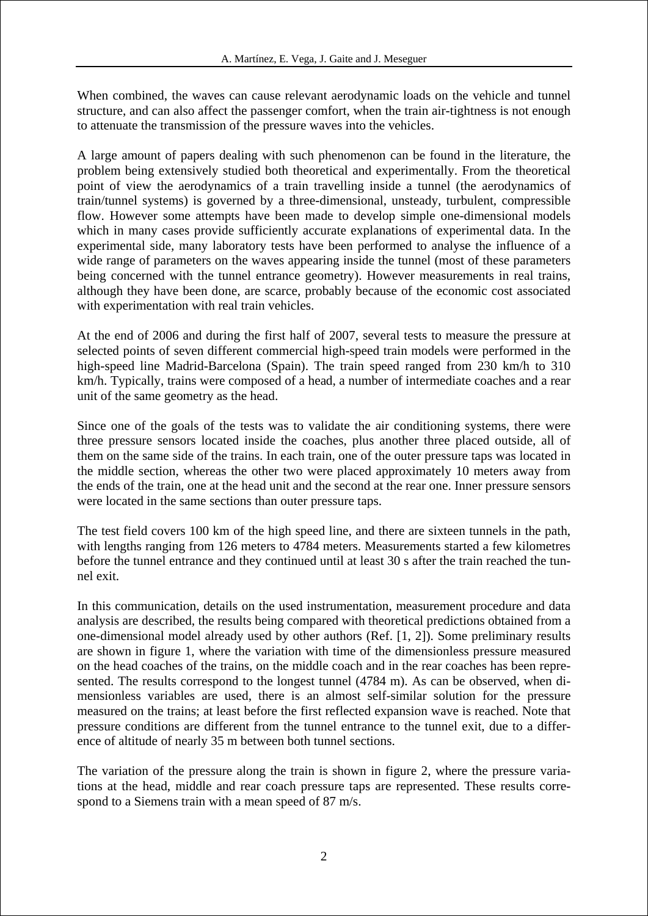When combined, the waves can cause relevant aerodynamic loads on the vehicle and tunnel structure, and can also affect the passenger comfort, when the train air-tightness is not enough to attenuate the transmission of the pressure waves into the vehicles.

A large amount of papers dealing with such phenomenon can be found in the literature, the problem being extensively studied both theoretical and experimentally. From the theoretical point of view the aerodynamics of a train travelling inside a tunnel (the aerodynamics of train/tunnel systems) is governed by a three-dimensional, unsteady, turbulent, compressible flow. However some attempts have been made to develop simple one-dimensional models which in many cases provide sufficiently accurate explanations of experimental data. In the experimental side, many laboratory tests have been performed to analyse the influence of a wide range of parameters on the waves appearing inside the tunnel (most of these parameters being concerned with the tunnel entrance geometry). However measurements in real trains, although they have been done, are scarce, probably because of the economic cost associated with experimentation with real train vehicles.

At the end of 2006 and during the first half of 2007, several tests to measure the pressure at selected points of seven different commercial high-speed train models were performed in the high-speed line Madrid-Barcelona (Spain). The train speed ranged from 230 km/h to 310 km/h. Typically, trains were composed of a head, a number of intermediate coaches and a rear unit of the same geometry as the head.

Since one of the goals of the tests was to validate the air conditioning systems, there were three pressure sensors located inside the coaches, plus another three placed outside, all of them on the same side of the trains. In each train, one of the outer pressure taps was located in the middle section, whereas the other two were placed approximately 10 meters away from the ends of the train, one at the head unit and the second at the rear one. Inner pressure sensors were located in the same sections than outer pressure taps.

The test field covers 100 km of the high speed line, and there are sixteen tunnels in the path, with lengths ranging from 126 meters to 4784 meters. Measurements started a few kilometres before the tunnel entrance and they continued until at least 30 s after the train reached the tunnel exit.

In this communication, details on the used instrumentation, measurement procedure and data analysis are described, the results being compared with theoretical predictions obtained from a one-dimensional model already used by other authors (Ref. [1, 2]). Some preliminary results are shown in figure 1, where the variation with time of the dimensionless pressure measured on the head coaches of the trains, on the middle coach and in the rear coaches has been represented. The results correspond to the longest tunnel (4784 m). As can be observed, when dimensionless variables are used, there is an almost self-similar solution for the pressure measured on the trains; at least before the first reflected expansion wave is reached. Note that pressure conditions are different from the tunnel entrance to the tunnel exit, due to a difference of altitude of nearly 35 m between both tunnel sections.

The variation of the pressure along the train is shown in figure 2, where the pressure variations at the head, middle and rear coach pressure taps are represented. These results correspond to a Siemens train with a mean speed of 87 m/s.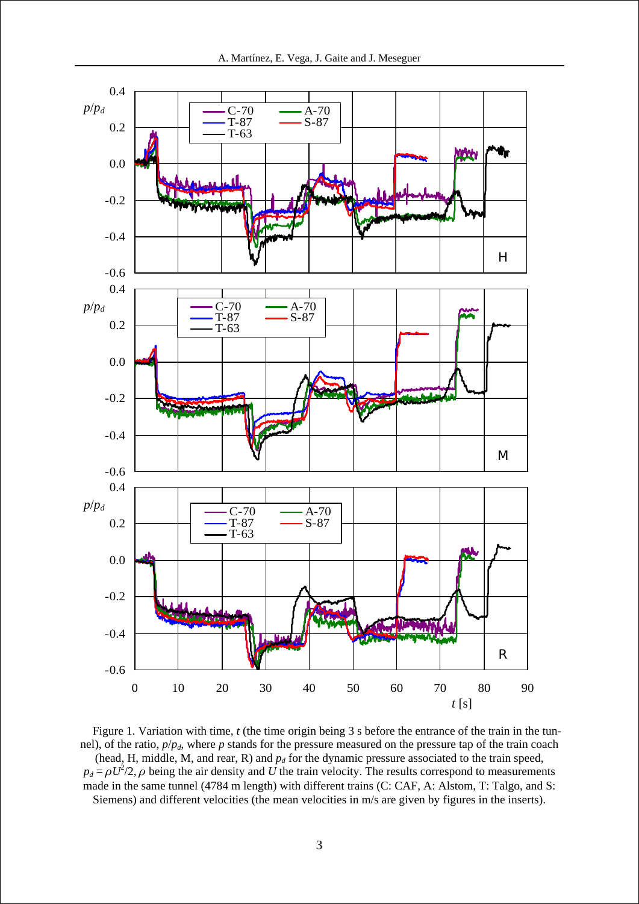Figure 1. Variation with time, $t$ (the time origin being 3 s before the entrance of the train in the tunnel), of the ratio, $p/p_d$, where $p$ stands for the pressure measured on the pressure tap of the train coach (head, H, middle, M, and rear, R) and $p_d$ for the dynamic pressure associated to the train speed, $p_d = \rho U^2/2$, $\rho$ being the air density and $U$ the train velocity. The results correspond to measurements made in the same tunnel (4784 m length) with different trains (C: CAF, A: Alstom, T: Talgo, and S: Siemens) and different velocities (the mean velocities in m/s are given by figures in the inserts).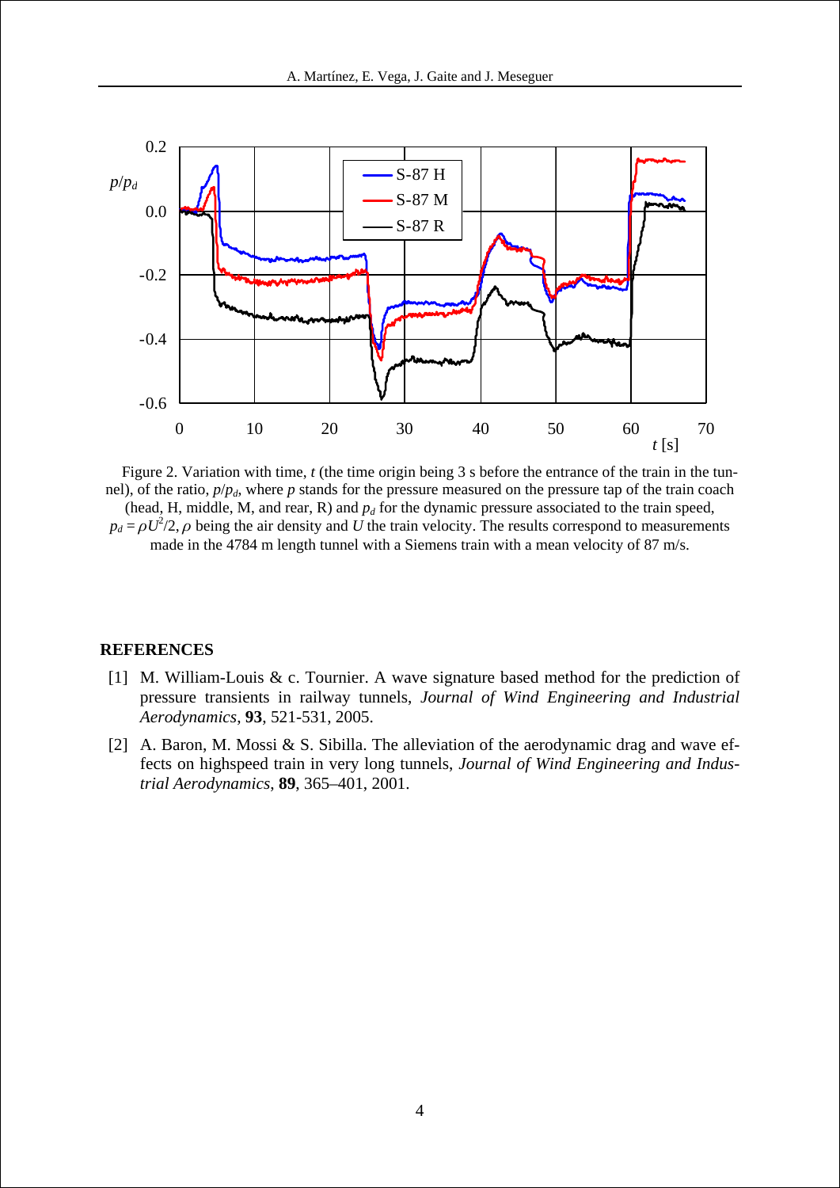0.2
$p/p_d$
0.0
-0.2
-0.4
-0.6
0
10
20
30
40
50
60
70
$t$ [s]
S-87 H
S-87 M
S-87 R

Figure 2. Variation with time, $t$ (the time origin being 3 s before the entrance of the train in the tunnel), of the ratio, $p/p_d$, where $p$ stands for the pressure measured on the pressure tap of the train coach (head, H, middle, M, and rear, R) and $p_d$ for the dynamic pressure associated to the train speed, $p_d = \rho U^2/2$, $\rho$ being the air density and $U$ the train velocity. The results correspond to measurements made in the 4784 m length tunnel with a Siemens train with a mean velocity of 87 m/s.

## REFERENCES

[1] M. William-Louis & c. Tournier. A wave signature based method for the prediction of pressure transients in railway tunnels, *Journal of Wind Engineering and Industrial Aerodynamics*, **93**, 521-531, 2005.

[2] A. Baron, M. Mossi & S. Sibilla. The alleviation of the aerodynamic drag and wave effects on highspeed train in very long tunnels, *Journal of Wind Engineering and Industrial Aerodynamics*, **89**, 365–401, 2001.